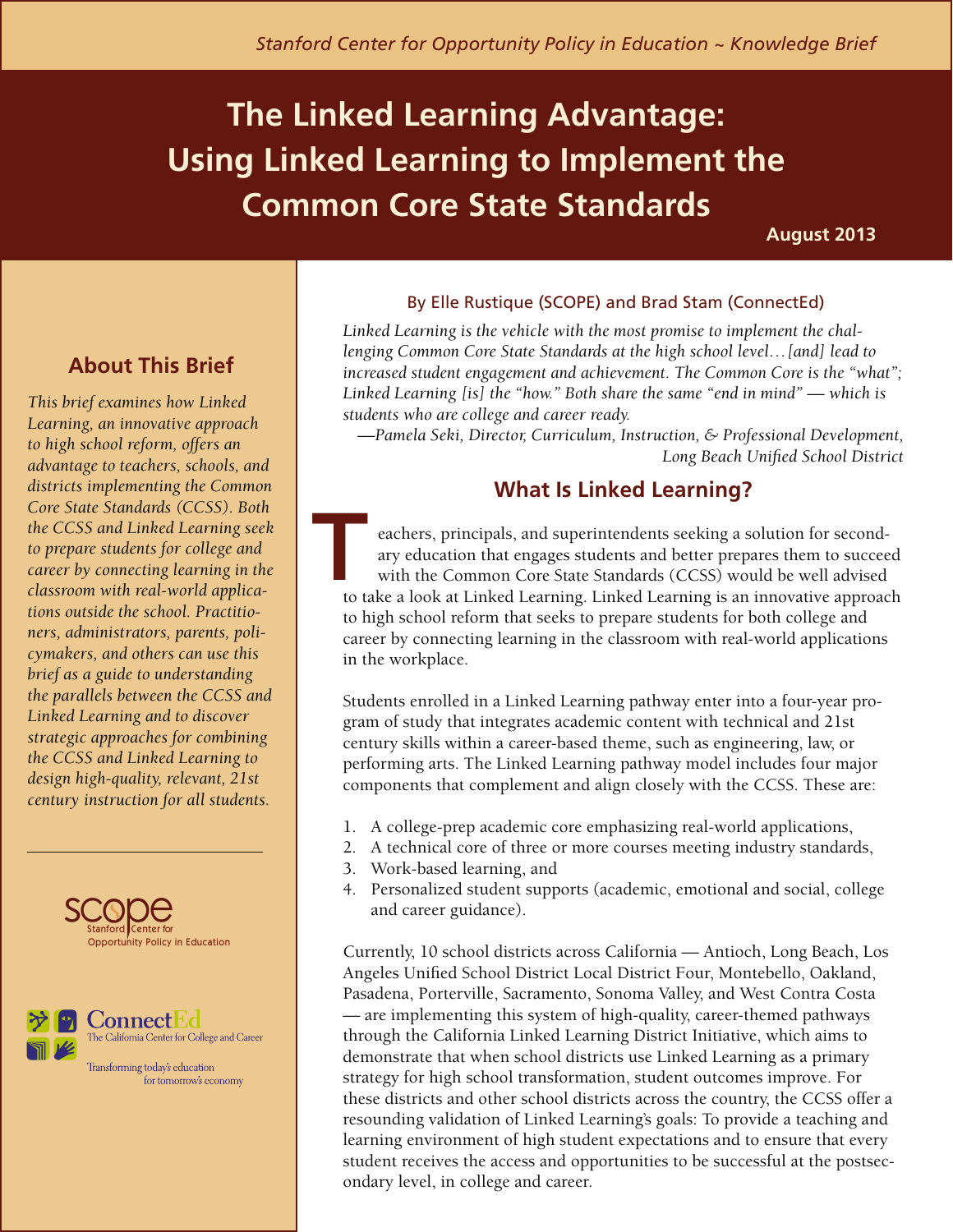Stanford Center for Opportunity Policy in Education ~ Knowledge Brief

# The Linked Learning Advantage: Using Linked Learning to Implement the Common Core State Standards

**August 2013**

By Elle Rustique (SCOPE) and Brad Stam (ConnectEd)

*Linked Learning is the vehicle with the most promise to implement the challenging Common Core State Standards at the high school level…[and] lead to increased student engagement and achievement. The Common Core is the "what"; Linked Learning [is] the "how." Both share the same "end in mind" — which is students who are college and career ready.*

*—Pamela Seki, Director, Curriculum, Instruction, & Professional Development, Long Beach Unified School District*

## About This Brief

*This brief examines how Linked Learning, an innovative approach to high school reform, offers an advantage to teachers, schools, and districts implementing the Common Core State Standards (CCSS). Both the CCSS and Linked Learning seek to prepare students for college and career by connecting learning in the classroom with real-world applications outside the school. Practitioners, administrators, parents, policymakers, and others can use this brief as a guide to understanding the parallels between the CCSS and Linked Learning and to discover strategic approaches for combining the CCSS and Linked Learning to design high-quality, relevant, 21st century instruction for all students.*

SCOPE — Stanford Center for Opportunity Policy in Education

ConnectEd — The California Center for College and Career — Transforming today's education for tomorrow's economy

## What Is Linked Learning?

Teachers, principals, and superintendents seeking a solution for secondary education that engages students and better prepares them to succeed with the Common Core State Standards (CCSS) would be well advised to take a look at Linked Learning. Linked Learning is an innovative approach to high school reform that seeks to prepare students for both college and career by connecting learning in the classroom with real-world applications in the workplace.

Students enrolled in a Linked Learning pathway enter into a four-year program of study that integrates academic content with technical and 21st century skills within a career-based theme, such as engineering, law, or performing arts. The Linked Learning pathway model includes four major components that complement and align closely with the CCSS. These are:

1. A college-prep academic core emphasizing real-world applications,
2. A technical core of three or more courses meeting industry standards,
3. Work-based learning, and
4. Personalized student supports (academic, emotional and social, college and career guidance).

Currently, 10 school districts across California — Antioch, Long Beach, Los Angeles Unified School District Local District Four, Montebello, Oakland, Pasadena, Porterville, Sacramento, Sonoma Valley, and West Contra Costa — are implementing this system of high-quality, career-themed pathways through the California Linked Learning District Initiative, which aims to demonstrate that when school districts use Linked Learning as a primary strategy for high school transformation, student outcomes improve. For these districts and other school districts across the country, the CCSS offer a resounding validation of Linked Learning's goals: To provide a teaching and learning environment of high student expectations and to ensure that every student receives the access and opportunities to be successful at the postsecondary level, in college and career.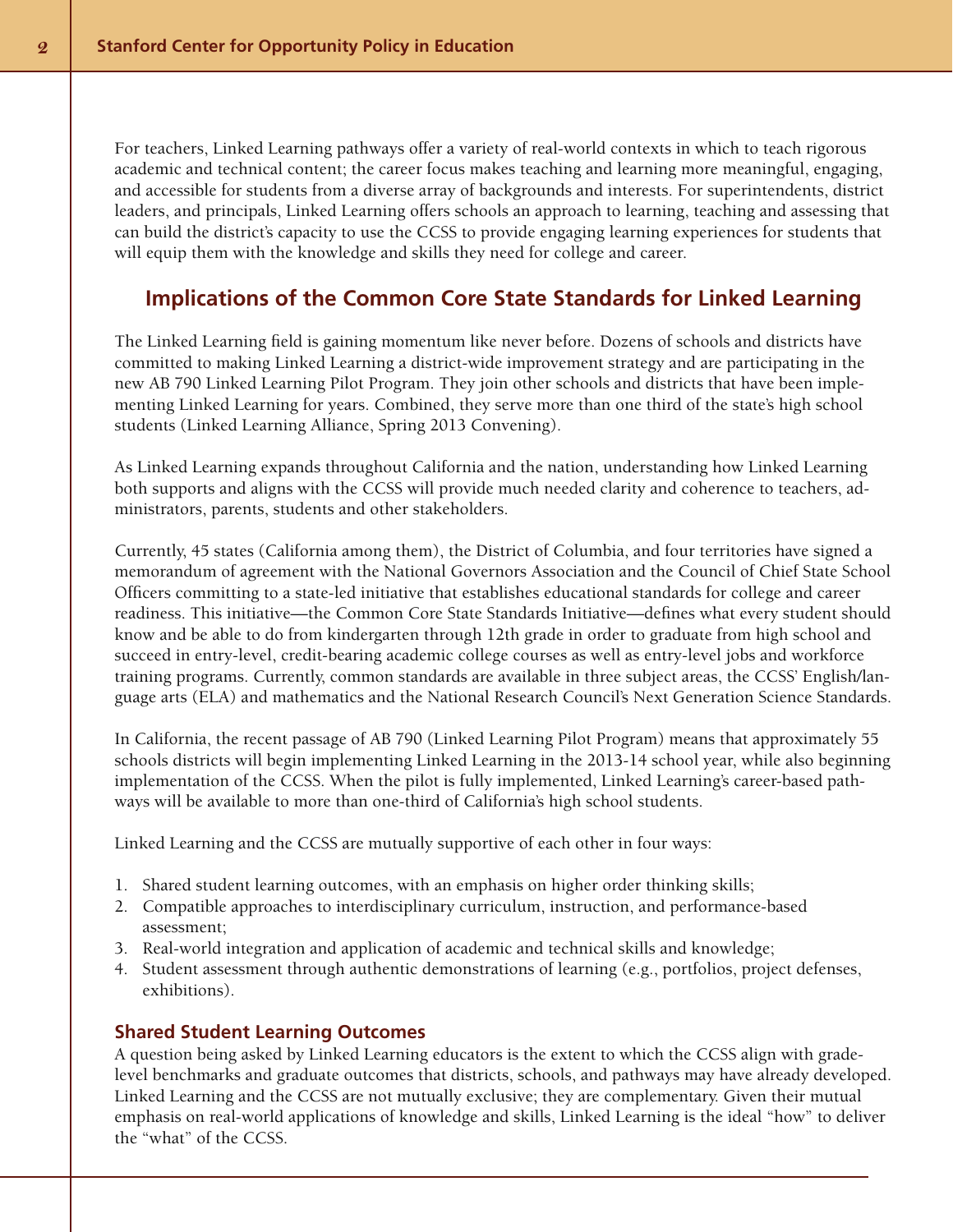For teachers, Linked Learning pathways offer a variety of real-world contexts in which to teach rigorous academic and technical content; the career focus makes teaching and learning more meaningful, engaging, and accessible for students from a diverse array of backgrounds and interests. For superintendents, district leaders, and principals, Linked Learning offers schools an approach to learning, teaching and assessing that can build the district's capacity to use the CCSS to provide engaging learning experiences for students that will equip them with the knowledge and skills they need for college and career.

## Implications of the Common Core State Standards for Linked Learning

The Linked Learning field is gaining momentum like never before. Dozens of schools and districts have committed to making Linked Learning a district-wide improvement strategy and are participating in the new AB 790 Linked Learning Pilot Program. They join other schools and districts that have been implementing Linked Learning for years. Combined, they serve more than one third of the state's high school students (Linked Learning Alliance, Spring 2013 Convening).

As Linked Learning expands throughout California and the nation, understanding how Linked Learning both supports and aligns with the CCSS will provide much needed clarity and coherence to teachers, administrators, parents, students and other stakeholders.

Currently, 45 states (California among them), the District of Columbia, and four territories have signed a memorandum of agreement with the National Governors Association and the Council of Chief State School Officers committing to a state-led initiative that establishes educational standards for college and career readiness. This initiative—the Common Core State Standards Initiative—defines what every student should know and be able to do from kindergarten through 12th grade in order to graduate from high school and succeed in entry-level, credit-bearing academic college courses as well as entry-level jobs and workforce training programs. Currently, common standards are available in three subject areas, the CCSS' English/language arts (ELA) and mathematics and the National Research Council's Next Generation Science Standards.

In California, the recent passage of AB 790 (Linked Learning Pilot Program) means that approximately 55 schools districts will begin implementing Linked Learning in the 2013-14 school year, while also beginning implementation of the CCSS. When the pilot is fully implemented, Linked Learning's career-based pathways will be available to more than one-third of California's high school students.

Linked Learning and the CCSS are mutually supportive of each other in four ways:

1. Shared student learning outcomes, with an emphasis on higher order thinking skills;
2. Compatible approaches to interdisciplinary curriculum, instruction, and performance-based assessment;
3. Real-world integration and application of academic and technical skills and knowledge;
4. Student assessment through authentic demonstrations of learning (e.g., portfolios, project defenses, exhibitions).

### Shared Student Learning Outcomes

A question being asked by Linked Learning educators is the extent to which the CCSS align with grade-level benchmarks and graduate outcomes that districts, schools, and pathways may have already developed. Linked Learning and the CCSS are not mutually exclusive; they are complementary. Given their mutual emphasis on real-world applications of knowledge and skills, Linked Learning is the ideal "how" to deliver the "what" of the CCSS.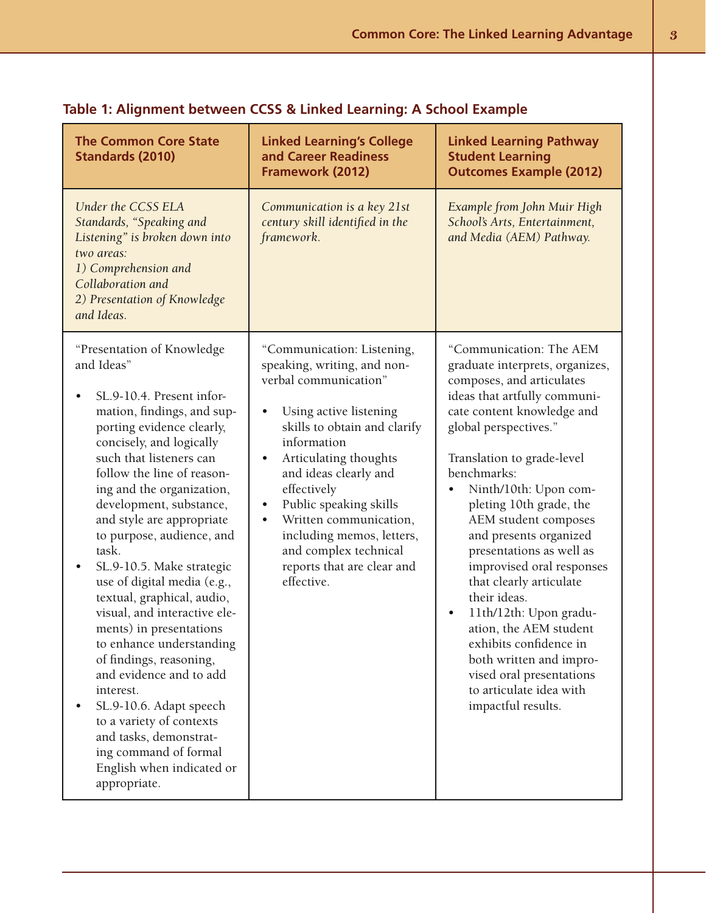**Table 1: Alignment between CCSS & Linked Learning: A School Example**

| The Common Core State Standards (2010) | Linked Learning's College and Career Readiness Framework (2012) | Linked Learning Pathway Student Learning Outcomes Example (2012) |
|---|---|---|
| *Under the CCSS ELA Standards, "Speaking and Listening" is broken down into two areas:<br>1) Comprehension and Collaboration and<br>2) Presentation of Knowledge and Ideas.* | *Communication is a key 21st century skill identified in the framework.* | *Example from John Muir High School's Arts, Entertainment, and Media (AEM) Pathway.* |
| "Presentation of Knowledge and Ideas"<br><br>• SL.9-10.4. Present information, findings, and supporting evidence clearly, concisely, and logically such that listeners can follow the line of reasoning and the organization, development, substance, and style are appropriate to purpose, audience, and task.<br>• SL.9-10.5. Make strategic use of digital media (e.g., textual, graphical, audio, visual, and interactive elements) in presentations to enhance understanding of findings, reasoning, and evidence and to add interest.<br>• SL.9-10.6. Adapt speech to a variety of contexts and tasks, demonstrating command of formal English when indicated or appropriate. | "Communication: Listening, speaking, writing, and non-verbal communication"<br><br>• Using active listening skills to obtain and clarify information<br>• Articulating thoughts and ideas clearly and effectively<br>• Public speaking skills<br>• Written communication, including memos, letters, and complex technical reports that are clear and effective. | "Communication: The AEM graduate interprets, organizes, composes, and articulates ideas that artfully communicate content knowledge and global perspectives."<br><br>Translation to grade-level benchmarks:<br>• Ninth/10th: Upon completing 10th grade, the AEM student composes and presents organized presentations as well as improvised oral responses that clearly articulate their ideas.<br>• 11th/12th: Upon graduation, the AEM student exhibits confidence in both written and improvised oral presentations to articulate idea with impactful results. |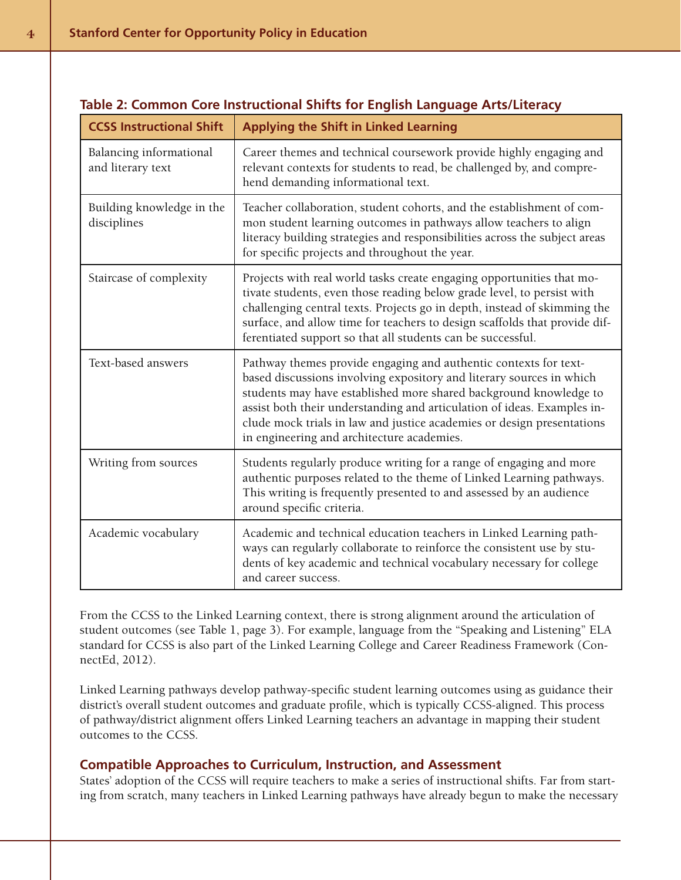**Table 2: Common Core Instructional Shifts for English Language Arts/Literacy**

| CCSS Instructional Shift | Applying the Shift in Linked Learning |
|---|---|
| Balancing informational and literary text | Career themes and technical coursework provide highly engaging and relevant contexts for students to read, be challenged by, and comprehend demanding informational text. |
| Building knowledge in the disciplines | Teacher collaboration, student cohorts, and the establishment of common student learning outcomes in pathways allow teachers to align literacy building strategies and responsibilities across the subject areas for specific projects and throughout the year. |
| Staircase of complexity | Projects with real world tasks create engaging opportunities that motivate students, even those reading below grade level, to persist with challenging central texts. Projects go in depth, instead of skimming the surface, and allow time for teachers to design scaffolds that provide differentiated support so that all students can be successful. |
| Text-based answers | Pathway themes provide engaging and authentic contexts for text-based discussions involving expository and literary sources in which students may have established more shared background knowledge to assist both their understanding and articulation of ideas. Examples include mock trials in law and justice academies or design presentations in engineering and architecture academies. |
| Writing from sources | Students regularly produce writing for a range of engaging and more authentic purposes related to the theme of Linked Learning pathways. This writing is frequently presented to and assessed by an audience around specific criteria. |
| Academic vocabulary | Academic and technical education teachers in Linked Learning pathways can regularly collaborate to reinforce the consistent use by students of key academic and technical vocabulary necessary for college and career success. |

From the CCSS to the Linked Learning context, there is strong alignment around the articulation of student outcomes (see Table 1, page 3). For example, language from the "Speaking and Listening" ELA standard for CCSS is also part of the Linked Learning College and Career Readiness Framework (ConnectEd, 2012).

Linked Learning pathways develop pathway-specific student learning outcomes using as guidance their district's overall student outcomes and graduate profile, which is typically CCSS-aligned. This process of pathway/district alignment offers Linked Learning teachers an advantage in mapping their student outcomes to the CCSS.

### Compatible Approaches to Curriculum, Instruction, and Assessment

States' adoption of the CCSS will require teachers to make a series of instructional shifts. Far from starting from scratch, many teachers in Linked Learning pathways have already begun to make the necessary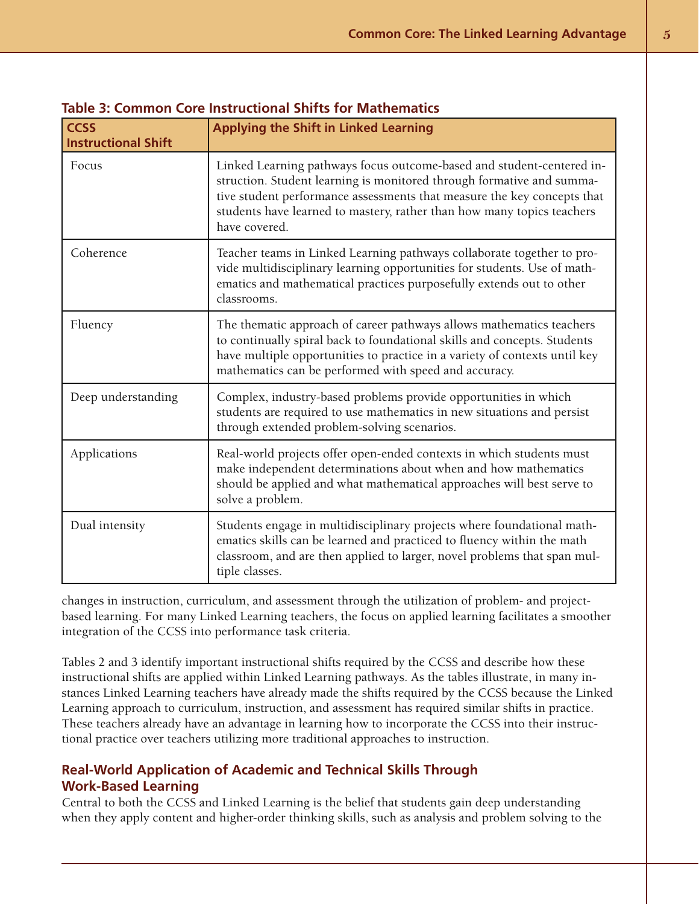**Table 3: Common Core Instructional Shifts for Mathematics**

| CCSS Instructional Shift | Applying the Shift in Linked Learning |
|---|---|
| Focus | Linked Learning pathways focus outcome-based and student-centered instruction. Student learning is monitored through formative and summative student performance assessments that measure the key concepts that students have learned to mastery, rather than how many topics teachers have covered. |
| Coherence | Teacher teams in Linked Learning pathways collaborate together to provide multidisciplinary learning opportunities for students. Use of mathematics and mathematical practices purposefully extends out to other classrooms. |
| Fluency | The thematic approach of career pathways allows mathematics teachers to continually spiral back to foundational skills and concepts. Students have multiple opportunities to practice in a variety of contexts until key mathematics can be performed with speed and accuracy. |
| Deep understanding | Complex, industry-based problems provide opportunities in which students are required to use mathematics in new situations and persist through extended problem-solving scenarios. |
| Applications | Real-world projects offer open-ended contexts in which students must make independent determinations about when and how mathematics should be applied and what mathematical approaches will best serve to solve a problem. |
| Dual intensity | Students engage in multidisciplinary projects where foundational mathematics skills can be learned and practiced to fluency within the math classroom, and are then applied to larger, novel problems that span multiple classes. |

changes in instruction, curriculum, and assessment through the utilization of problem- and project-based learning. For many Linked Learning teachers, the focus on applied learning facilitates a smoother integration of the CCSS into performance task criteria.

Tables 2 and 3 identify important instructional shifts required by the CCSS and describe how these instructional shifts are applied within Linked Learning pathways. As the tables illustrate, in many instances Linked Learning teachers have already made the shifts required by the CCSS because the Linked Learning approach to curriculum, instruction, and assessment has required similar shifts in practice. These teachers already have an advantage in learning how to incorporate the CCSS into their instructional practice over teachers utilizing more traditional approaches to instruction.

## Real-World Application of Academic and Technical Skills Through Work-Based Learning

Central to both the CCSS and Linked Learning is the belief that students gain deep understanding when they apply content and higher-order thinking skills, such as analysis and problem solving to the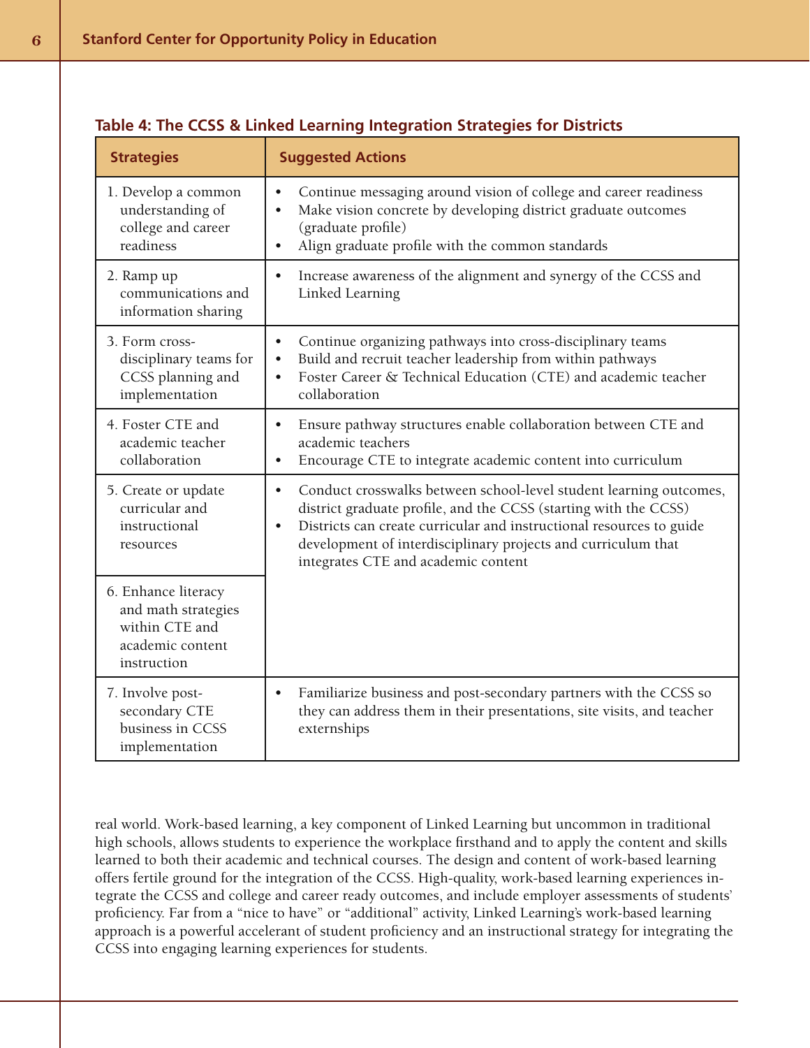**Table 4: The CCSS & Linked Learning Integration Strategies for Districts**

| Strategies | Suggested Actions |
|---|---|
| 1. Develop a common understanding of college and career readiness | • Continue messaging around vision of college and career readiness<br>• Make vision concrete by developing district graduate outcomes (graduate profile)<br>• Align graduate profile with the common standards |
| 2. Ramp up communications and information sharing | • Increase awareness of the alignment and synergy of the CCSS and Linked Learning |
| 3. Form cross-disciplinary teams for CCSS planning and implementation | • Continue organizing pathways into cross-disciplinary teams<br>• Build and recruit teacher leadership from within pathways<br>• Foster Career & Technical Education (CTE) and academic teacher collaboration |
| 4. Foster CTE and academic teacher collaboration | • Ensure pathway structures enable collaboration between CTE and academic teachers<br>• Encourage CTE to integrate academic content into curriculum |
| 5. Create or update curricular and instructional resources<br><br>6. Enhance literacy and math strategies within CTE and academic content instruction | • Conduct crosswalks between school-level student learning outcomes, district graduate profile, and the CCSS (starting with the CCSS)<br>• Districts can create curricular and instructional resources to guide development of interdisciplinary projects and curriculum that integrates CTE and academic content |
| 7. Involve post-secondary CTE business in CCSS implementation | • Familiarize business and post-secondary partners with the CCSS so they can address them in their presentations, site visits, and teacher externships |

real world. Work-based learning, a key component of Linked Learning but uncommon in traditional high schools, allows students to experience the workplace firsthand and to apply the content and skills learned to both their academic and technical courses. The design and content of work-based learning offers fertile ground for the integration of the CCSS. High-quality, work-based learning experiences integrate the CCSS and college and career ready outcomes, and include employer assessments of students' proficiency. Far from a "nice to have" or "additional" activity, Linked Learning's work-based learning approach is a powerful accelerant of student proficiency and an instructional strategy for integrating the CCSS into engaging learning experiences for students.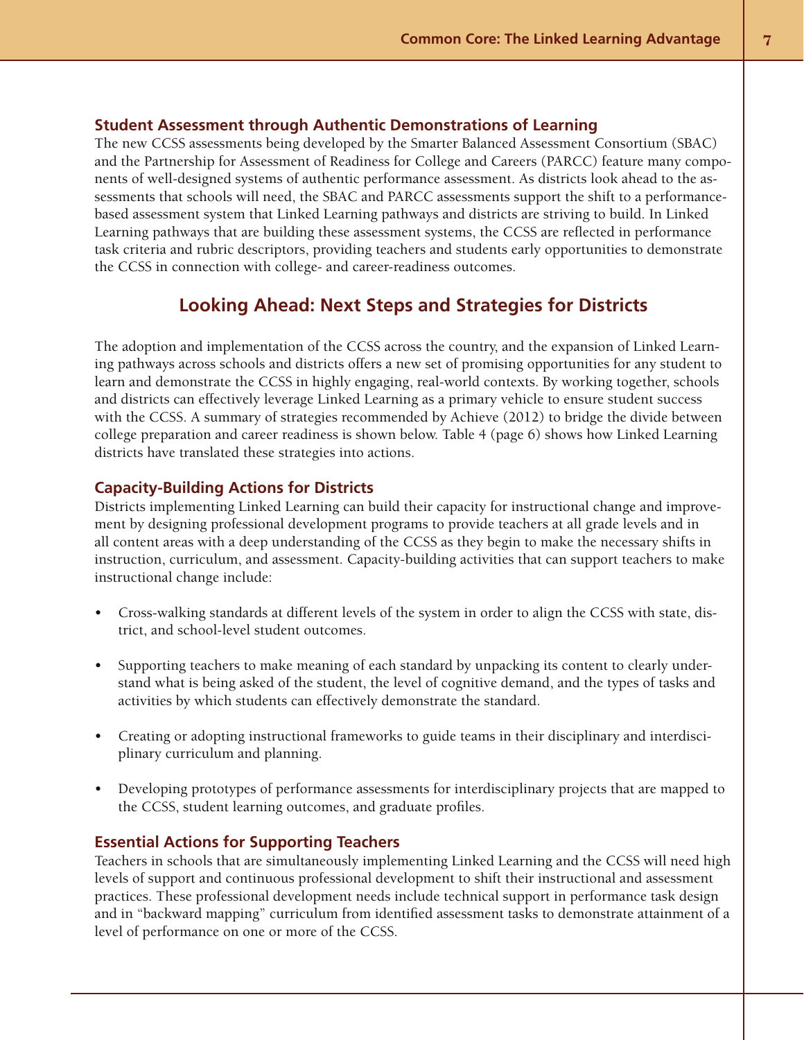### Student Assessment through Authentic Demonstrations of Learning

The new CCSS assessments being developed by the Smarter Balanced Assessment Consortium (SBAC) and the Partnership for Assessment of Readiness for College and Careers (PARCC) feature many components of well-designed systems of authentic performance assessment. As districts look ahead to the assessments that schools will need, the SBAC and PARCC assessments support the shift to a performance-based assessment system that Linked Learning pathways and districts are striving to build. In Linked Learning pathways that are building these assessment systems, the CCSS are reflected in performance task criteria and rubric descriptors, providing teachers and students early opportunities to demonstrate the CCSS in connection with college- and career-readiness outcomes.

## Looking Ahead: Next Steps and Strategies for Districts

The adoption and implementation of the CCSS across the country, and the expansion of Linked Learning pathways across schools and districts offers a new set of promising opportunities for any student to learn and demonstrate the CCSS in highly engaging, real-world contexts. By working together, schools and districts can effectively leverage Linked Learning as a primary vehicle to ensure student success with the CCSS. A summary of strategies recommended by Achieve (2012) to bridge the divide between college preparation and career readiness is shown below. Table 4 (page 6) shows how Linked Learning districts have translated these strategies into actions.

### Capacity-Building Actions for Districts

Districts implementing Linked Learning can build their capacity for instructional change and improvement by designing professional development programs to provide teachers at all grade levels and in all content areas with a deep understanding of the CCSS as they begin to make the necessary shifts in instruction, curriculum, and assessment. Capacity-building activities that can support teachers to make instructional change include:

- Cross-walking standards at different levels of the system in order to align the CCSS with state, district, and school-level student outcomes.
- Supporting teachers to make meaning of each standard by unpacking its content to clearly understand what is being asked of the student, the level of cognitive demand, and the types of tasks and activities by which students can effectively demonstrate the standard.
- Creating or adopting instructional frameworks to guide teams in their disciplinary and interdisciplinary curriculum and planning.
- Developing prototypes of performance assessments for interdisciplinary projects that are mapped to the CCSS, student learning outcomes, and graduate profiles.

### Essential Actions for Supporting Teachers

Teachers in schools that are simultaneously implementing Linked Learning and the CCSS will need high levels of support and continuous professional development to shift their instructional and assessment practices. These professional development needs include technical support in performance task design and in "backward mapping" curriculum from identified assessment tasks to demonstrate attainment of a level of performance on one or more of the CCSS.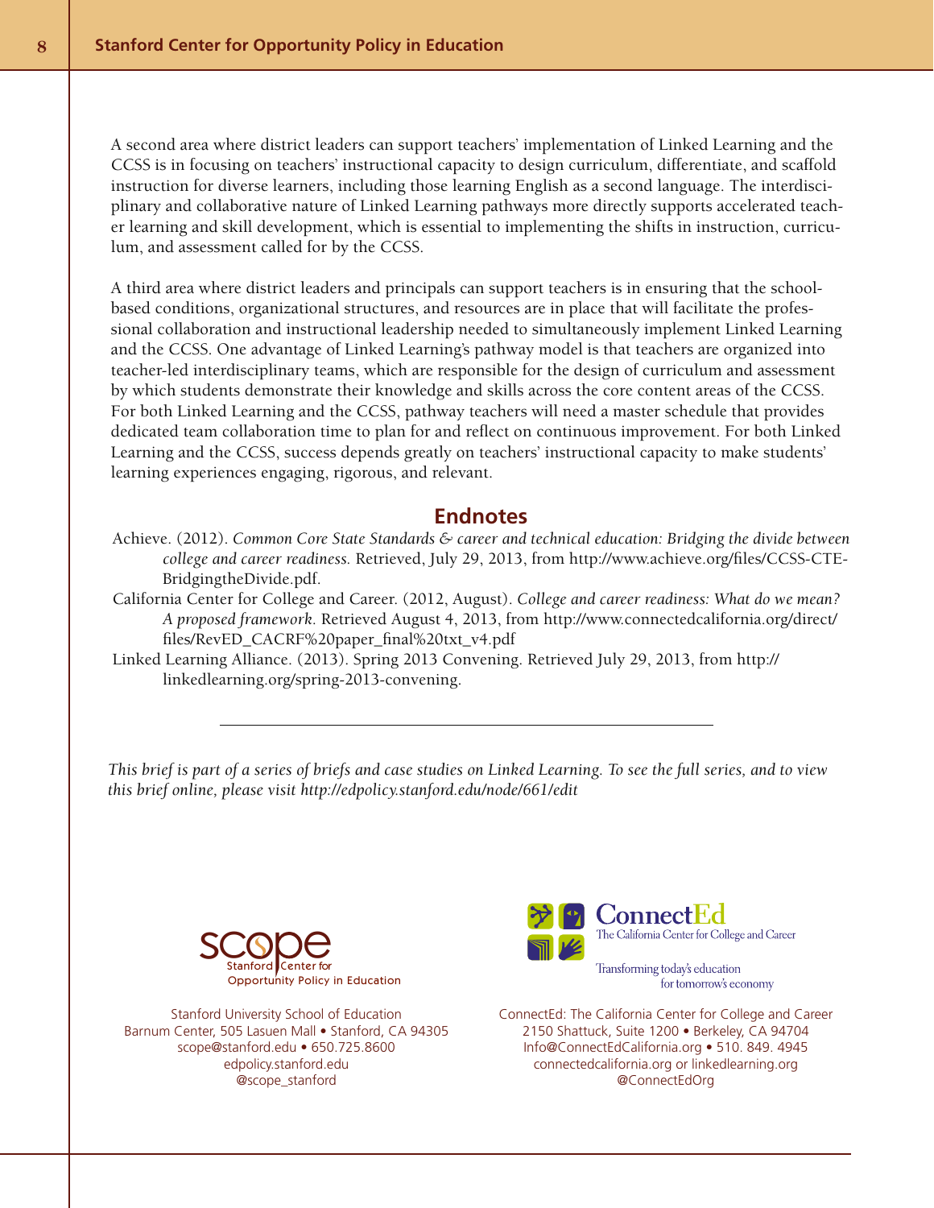A second area where district leaders can support teachers' implementation of Linked Learning and the CCSS is in focusing on teachers' instructional capacity to design curriculum, differentiate, and scaffold instruction for diverse learners, including those learning English as a second language. The interdisciplinary and collaborative nature of Linked Learning pathways more directly supports accelerated teacher learning and skill development, which is essential to implementing the shifts in instruction, curriculum, and assessment called for by the CCSS.

A third area where district leaders and principals can support teachers is in ensuring that the school-based conditions, organizational structures, and resources are in place that will facilitate the professional collaboration and instructional leadership needed to simultaneously implement Linked Learning and the CCSS. One advantage of Linked Learning's pathway model is that teachers are organized into teacher-led interdisciplinary teams, which are responsible for the design of curriculum and assessment by which students demonstrate their knowledge and skills across the core content areas of the CCSS. For both Linked Learning and the CCSS, pathway teachers will need a master schedule that provides dedicated team collaboration time to plan for and reflect on continuous improvement. For both Linked Learning and the CCSS, success depends greatly on teachers' instructional capacity to make students' learning experiences engaging, rigorous, and relevant.

## Endnotes

Achieve. (2012). *Common Core State Standards & career and technical education: Bridging the divide between college and career readiness.* Retrieved, July 29, 2013, from http://www.achieve.org/files/CCSS-CTE-BridgingtheDivide.pdf.

California Center for College and Career. (2012, August). *College and career readiness: What do we mean? A proposed framework.* Retrieved August 4, 2013, from http://www.connectedcalifornia.org/direct/files/RevED_CACRF%20paper_final%20txt_v4.pdf

Linked Learning Alliance. (2013). Spring 2013 Convening. Retrieved July 29, 2013, from http://linkedlearning.org/spring-2013-convening.

---

*This brief is part of a series of briefs and case studies on Linked Learning. To see the full series, and to view this brief online, please visit http://edpolicy.stanford.edu/node/661/edit*

scope
Stanford Center for Opportunity Policy in Education

Stanford University School of Education
Barnum Center, 505 Lasuen Mall • Stanford, CA 94305
scope@stanford.edu • 650.725.8600
edpolicy.stanford.edu
@scope_stanford

ConnectEd
The California Center for College and Career
Transforming today's education for tomorrow's economy

ConnectEd: The California Center for College and Career
2150 Shattuck, Suite 1200 • Berkeley, CA 94704
Info@ConnectEdCalifornia.org • 510. 849. 4945
connectedcalifornia.org or linkedlearning.org
@ConnectEdOrg